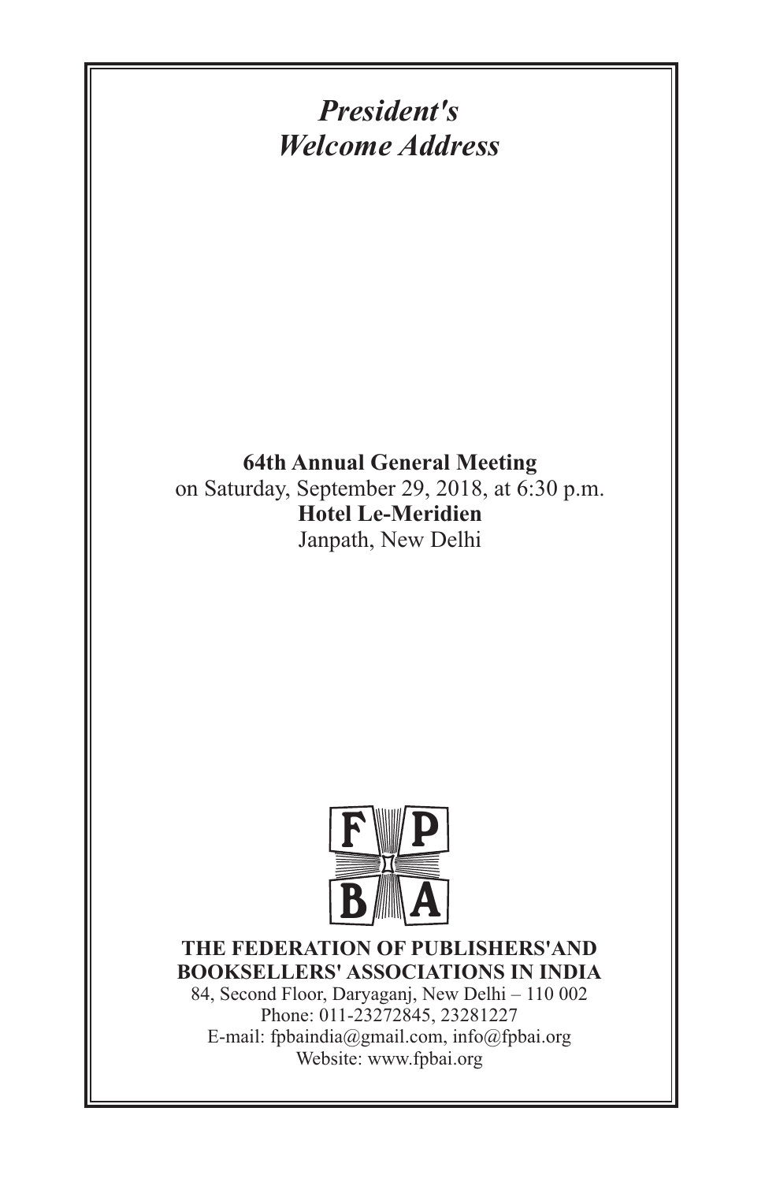# *President's Welcome Address*

**64th Annual General Meeting**
on Saturday, September 29, 2018, at 6:30 p.m.
**Hotel Le-Meridien**
Janpath, New Delhi

**THE FEDERATION OF PUBLISHERS'AND BOOKSELLERS' ASSOCIATIONS IN INDIA**
84, Second Floor, Daryaganj, New Delhi – 110 002
Phone: 011-23272845, 23281227
E-mail: fpbaindia@gmail.com, info@fpbai.org
Website: www.fpbai.org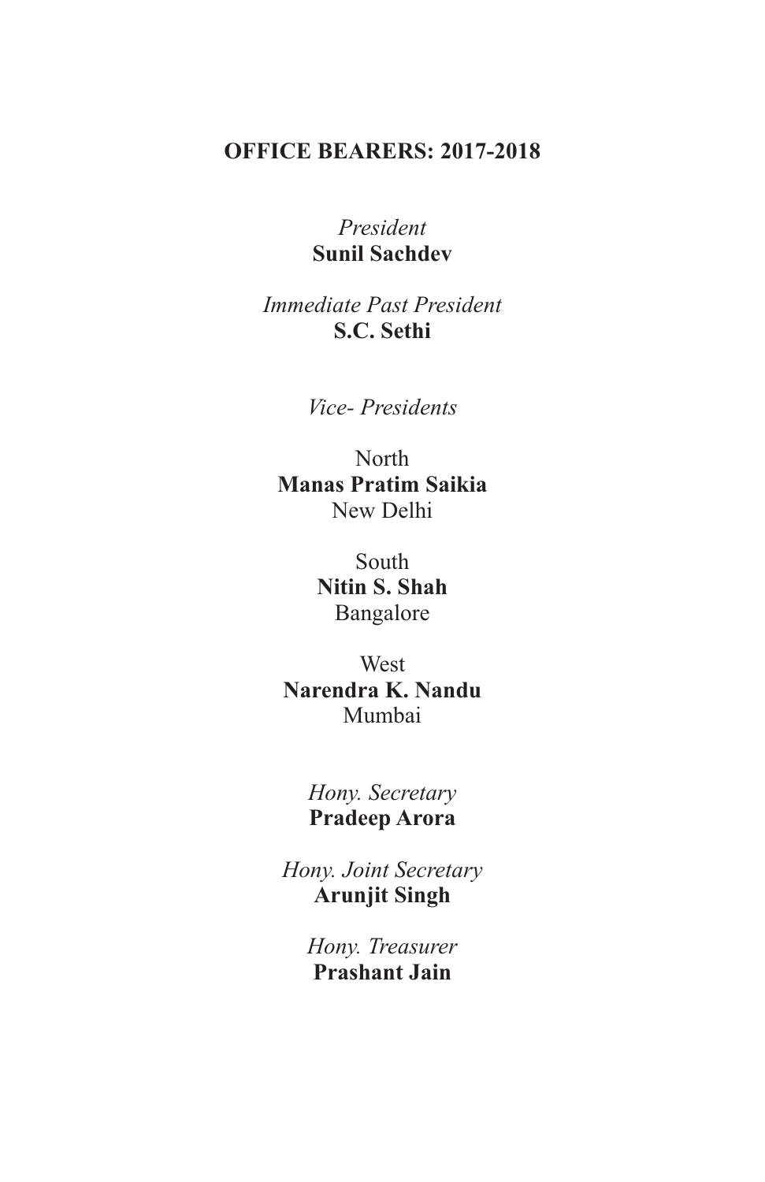## OFFICE BEARERS: 2017-2018

*President*
**Sunil Sachdev**

*Immediate Past President*
**S.C. Sethi**

*Vice- Presidents*

North
**Manas Pratim Saikia**
New Delhi

South
**Nitin S. Shah**
Bangalore

West
**Narendra K. Nandu**
Mumbai

*Hony. Secretary*
**Pradeep Arora**

*Hony. Joint Secretary*
**Arunjit Singh**

*Hony. Treasurer*
**Prashant Jain**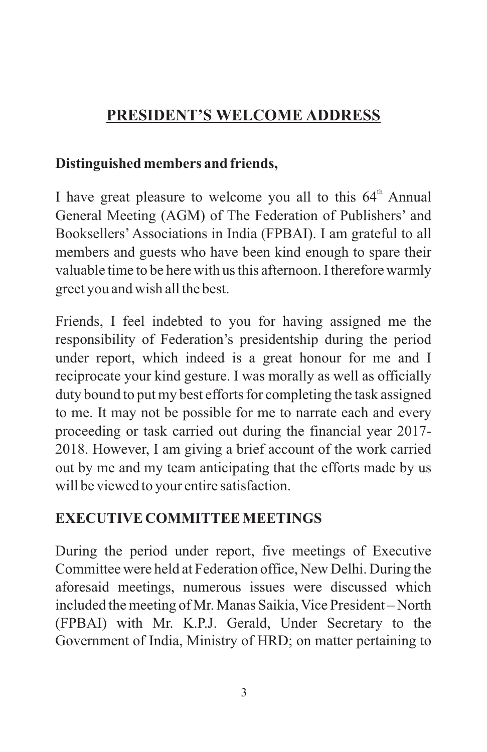# PRESIDENT'S WELCOME ADDRESS

**Distinguished members and friends,**

I have great pleasure to welcome you all to this 64th Annual General Meeting (AGM) of The Federation of Publishers' and Booksellers' Associations in India (FPBAI). I am grateful to all members and guests who have been kind enough to spare their valuable time to be here with us this afternoon. I therefore warmly greet you and wish all the best.

Friends, I feel indebted to you for having assigned me the responsibility of Federation's presidentship during the period under report, which indeed is a great honour for me and I reciprocate your kind gesture. I was morally as well as officially duty bound to put my best efforts for completing the task assigned to me. It may not be possible for me to narrate each and every proceeding or task carried out during the financial year 2017-2018. However, I am giving a brief account of the work carried out by me and my team anticipating that the efforts made by us will be viewed to your entire satisfaction.

## EXECUTIVE COMMITTEE MEETINGS

During the period under report, five meetings of Executive Committee were held at Federation office, New Delhi. During the aforesaid meetings, numerous issues were discussed which included the meeting of Mr. Manas Saikia, Vice President – North (FPBAI) with Mr. K.P.J. Gerald, Under Secretary to the Government of India, Ministry of HRD; on matter pertaining to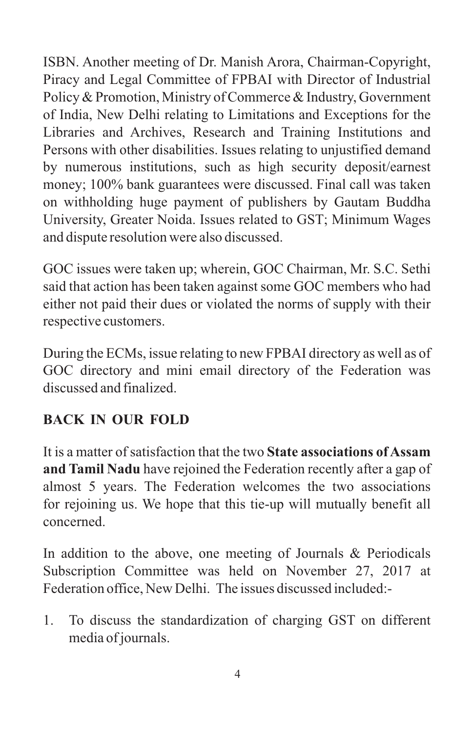ISBN. Another meeting of Dr. Manish Arora, Chairman-Copyright, Piracy and Legal Committee of FPBAI with Director of Industrial Policy & Promotion, Ministry of Commerce & Industry, Government of India, New Delhi relating to Limitations and Exceptions for the Libraries and Archives, Research and Training Institutions and Persons with other disabilities. Issues relating to unjustified demand by numerous institutions, such as high security deposit/earnest money; 100% bank guarantees were discussed. Final call was taken on withholding huge payment of publishers by Gautam Buddha University, Greater Noida. Issues related to GST; Minimum Wages and dispute resolution were also discussed.

GOC issues were taken up; wherein, GOC Chairman, Mr. S.C. Sethi said that action has been taken against some GOC members who had either not paid their dues or violated the norms of supply with their respective customers.

During the ECMs, issue relating to new FPBAI directory as well as of GOC directory and mini email directory of the Federation was discussed and finalized.

## BACK IN OUR FOLD

It is a matter of satisfaction that the two **State associations of Assam and Tamil Nadu** have rejoined the Federation recently after a gap of almost 5 years. The Federation welcomes the two associations for rejoining us. We hope that this tie-up will mutually benefit all concerned.

In addition to the above, one meeting of Journals & Periodicals Subscription Committee was held on November 27, 2017 at Federation office, New Delhi. The issues discussed included:-

1. To discuss the standardization of charging GST on different media of journals.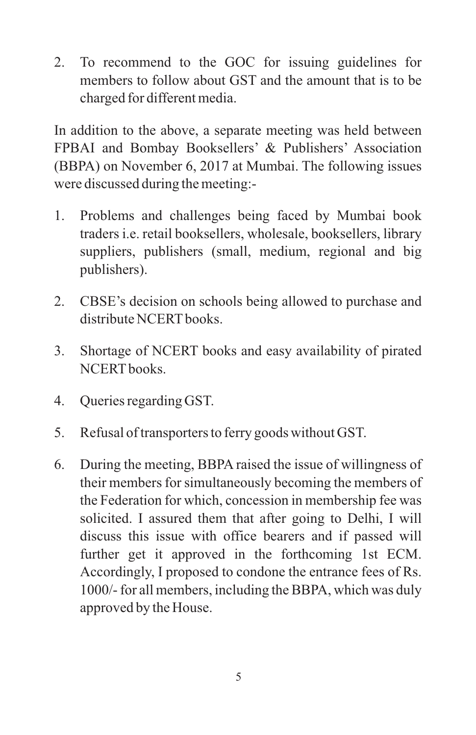2. To recommend to the GOC for issuing guidelines for members to follow about GST and the amount that is to be charged for different media.

In addition to the above, a separate meeting was held between FPBAI and Bombay Booksellers' & Publishers' Association (BBPA) on November 6, 2017 at Mumbai. The following issues were discussed during the meeting:-

1. Problems and challenges being faced by Mumbai book traders i.e. retail booksellers, wholesale, booksellers, library suppliers, publishers (small, medium, regional and big publishers).

2. CBSE's decision on schools being allowed to purchase and distribute NCERT books.

3. Shortage of NCERT books and easy availability of pirated NCERT books.

4. Queries regarding GST.

5. Refusal of transporters to ferry goods without GST.

6. During the meeting, BBPA raised the issue of willingness of their members for simultaneously becoming the members of the Federation for which, concession in membership fee was solicited. I assured them that after going to Delhi, I will discuss this issue with office bearers and if passed will further get it approved in the forthcoming 1st ECM. Accordingly, I proposed to condone the entrance fees of Rs. 1000/- for all members, including the BBPA, which was duly approved by the House.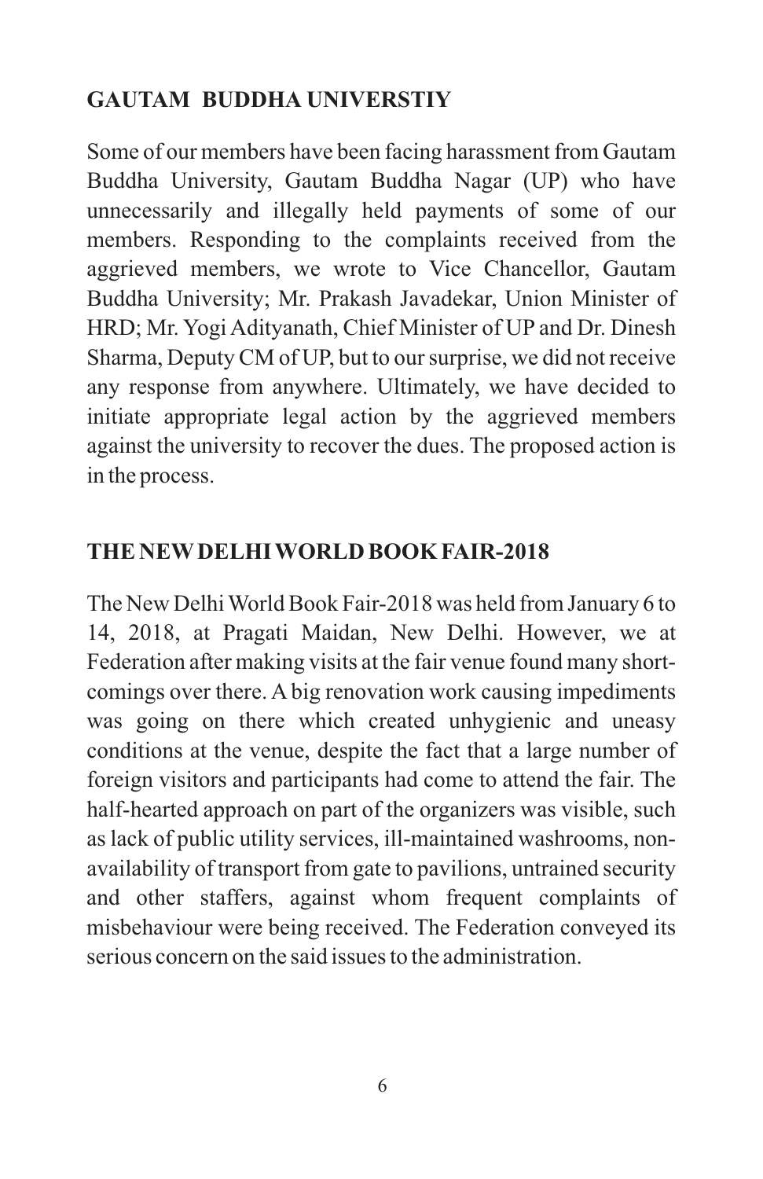## GAUTAM BUDDHA UNIVERSTIY

Some of our members have been facing harassment from Gautam Buddha University, Gautam Buddha Nagar (UP) who have unnecessarily and illegally held payments of some of our members. Responding to the complaints received from the aggrieved members, we wrote to Vice Chancellor, Gautam Buddha University; Mr. Prakash Javadekar, Union Minister of HRD; Mr. Yogi Adityanath, Chief Minister of UP and Dr. Dinesh Sharma, Deputy CM of UP, but to our surprise, we did not receive any response from anywhere. Ultimately, we have decided to initiate appropriate legal action by the aggrieved members against the university to recover the dues. The proposed action is in the process.

## THE NEW DELHI WORLD BOOK FAIR-2018

The New Delhi World Book Fair-2018 was held from January 6 to 14, 2018, at Pragati Maidan, New Delhi. However, we at Federation after making visits at the fair venue found many short-comings over there. A big renovation work causing impediments was going on there which created unhygienic and uneasy conditions at the venue, despite the fact that a large number of foreign visitors and participants had come to attend the fair. The half-hearted approach on part of the organizers was visible, such as lack of public utility services, ill-maintained washrooms, non-availability of transport from gate to pavilions, untrained security and other staffers, against whom frequent complaints of misbehaviour were being received. The Federation conveyed its serious concern on the said issues to the administration.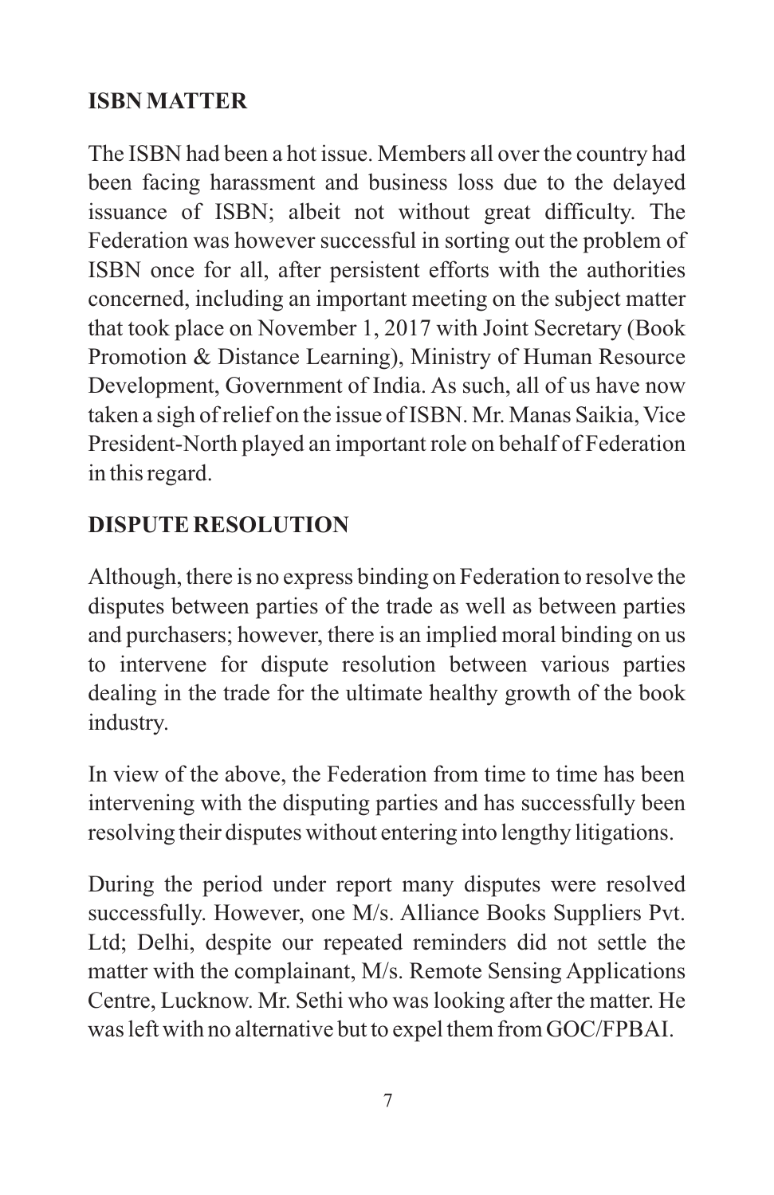## ISBN MATTER

The ISBN had been a hot issue. Members all over the country had been facing harassment and business loss due to the delayed issuance of ISBN; albeit not without great difficulty. The Federation was however successful in sorting out the problem of ISBN once for all, after persistent efforts with the authorities concerned, including an important meeting on the subject matter that took place on November 1, 2017 with Joint Secretary (Book Promotion & Distance Learning), Ministry of Human Resource Development, Government of India. As such, all of us have now taken a sigh of relief on the issue of ISBN. Mr. Manas Saikia, Vice President-North played an important role on behalf of Federation in this regard.

## DISPUTE RESOLUTION

Although, there is no express binding on Federation to resolve the disputes between parties of the trade as well as between parties and purchasers; however, there is an implied moral binding on us to intervene for dispute resolution between various parties dealing in the trade for the ultimate healthy growth of the book industry.

In view of the above, the Federation from time to time has been intervening with the disputing parties and has successfully been resolving their disputes without entering into lengthy litigations.

During the period under report many disputes were resolved successfully. However, one M/s. Alliance Books Suppliers Pvt. Ltd; Delhi, despite our repeated reminders did not settle the matter with the complainant, M/s. Remote Sensing Applications Centre, Lucknow. Mr. Sethi who was looking after the matter. He was left with no alternative but to expel them from GOC/FPBAI.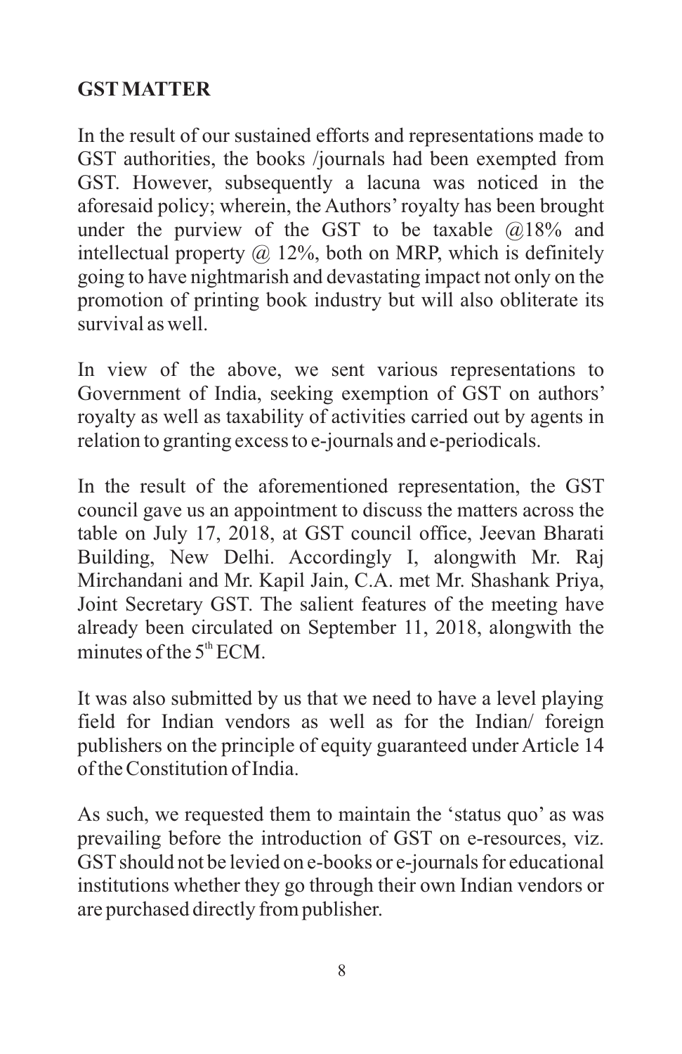**GST MATTER**

In the result of our sustained efforts and representations made to GST authorities, the books /journals had been exempted from GST. However, subsequently a lacuna was noticed in the aforesaid policy; wherein, the Authors' royalty has been brought under the purview of the GST to be taxable @18% and intellectual property @ 12%, both on MRP, which is definitely going to have nightmarish and devastating impact not only on the promotion of printing book industry but will also obliterate its survival as well.

In view of the above, we sent various representations to Government of India, seeking exemption of GST on authors' royalty as well as taxability of activities carried out by agents in relation to granting excess to e-journals and e-periodicals.

In the result of the aforementioned representation, the GST council gave us an appointment to discuss the matters across the table on July 17, 2018, at GST council office, Jeevan Bharati Building, New Delhi. Accordingly I, alongwith Mr. Raj Mirchandani and Mr. Kapil Jain, C.A. met Mr. Shashank Priya, Joint Secretary GST. The salient features of the meeting have already been circulated on September 11, 2018, alongwith the minutes of the 5th ECM.

It was also submitted by us that we need to have a level playing field for Indian vendors as well as for the Indian/ foreign publishers on the principle of equity guaranteed under Article 14 of the Constitution of India.

As such, we requested them to maintain the 'status quo' as was prevailing before the introduction of GST on e-resources, viz. GST should not be levied on e-books or e-journals for educational institutions whether they go through their own Indian vendors or are purchased directly from publisher.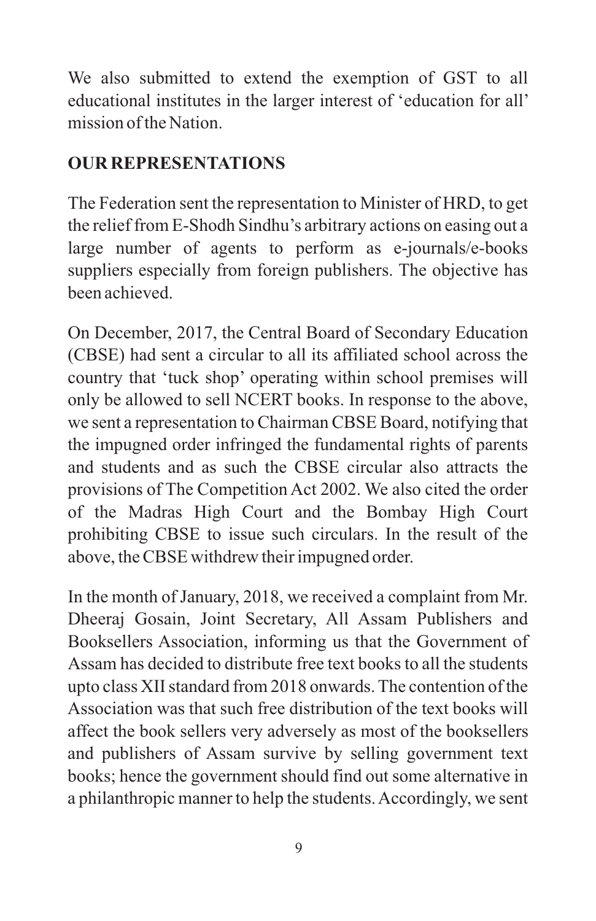We also submitted to extend the exemption of GST to all educational institutes in the larger interest of 'education for all' mission of the Nation.

**OUR REPRESENTATIONS**

The Federation sent the representation to Minister of HRD, to get the relief from E-Shodh Sindhu's arbitrary actions on easing out a large number of agents to perform as e-journals/e-books suppliers especially from foreign publishers. The objective has been achieved.

On December, 2017, the Central Board of Secondary Education (CBSE) had sent a circular to all its affiliated school across the country that 'tuck shop' operating within school premises will only be allowed to sell NCERT books. In response to the above, we sent a representation to Chairman CBSE Board, notifying that the impugned order infringed the fundamental rights of parents and students and as such the CBSE circular also attracts the provisions of The Competition Act 2002. We also cited the order of the Madras High Court and the Bombay High Court prohibiting CBSE to issue such circulars. In the result of the above, the CBSE withdrew their impugned order.

In the month of January, 2018, we received a complaint from Mr. Dheeraj Gosain, Joint Secretary, All Assam Publishers and Booksellers Association, informing us that the Government of Assam has decided to distribute free text books to all the students upto class XII standard from 2018 onwards. The contention of the Association was that such free distribution of the text books will affect the book sellers very adversely as most of the booksellers and publishers of Assam survive by selling government text books; hence the government should find out some alternative in a philanthropic manner to help the students. Accordingly, we sent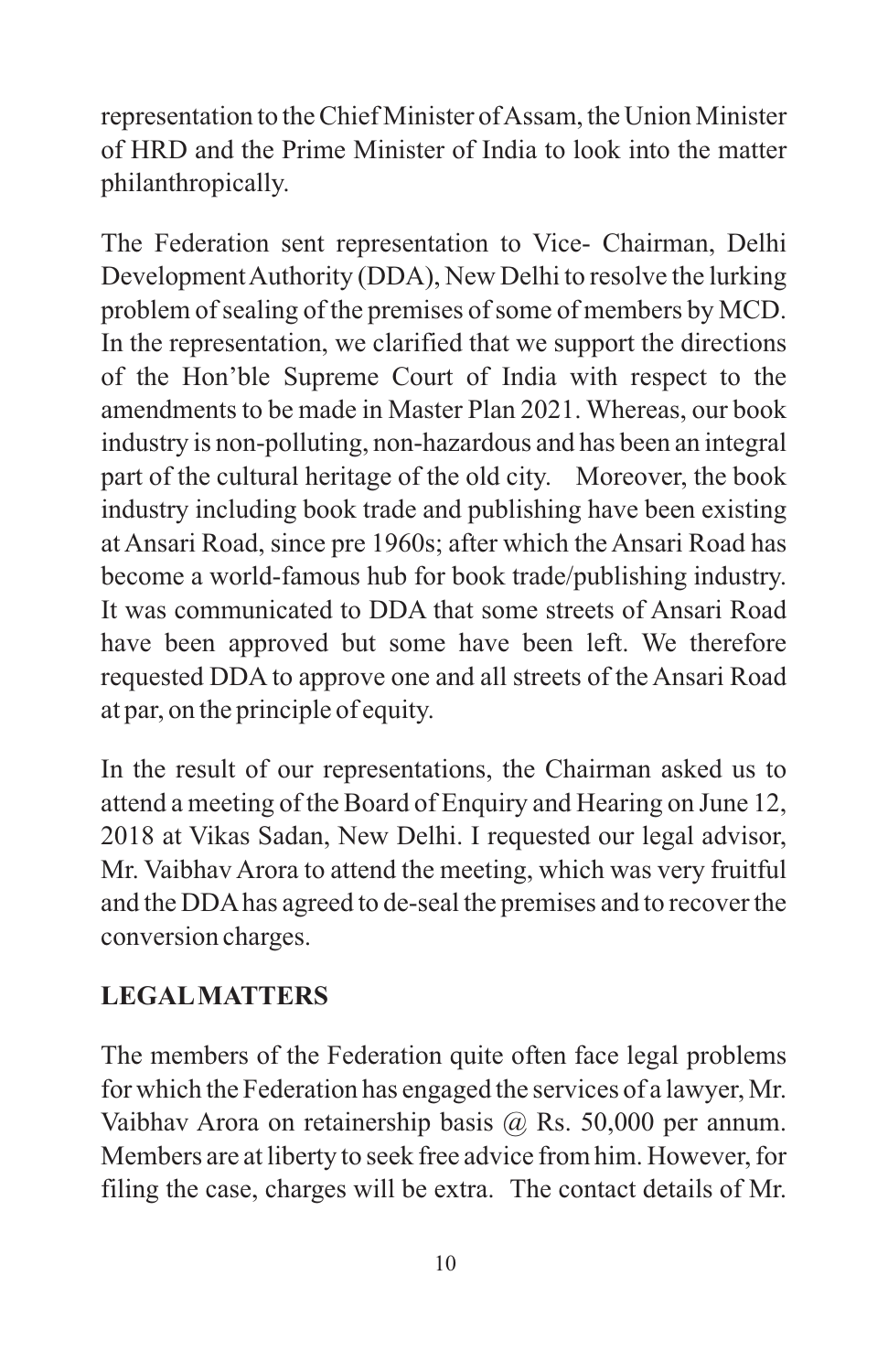representation to the Chief Minister of Assam, the Union Minister of HRD and the Prime Minister of India to look into the matter philanthropically.

The Federation sent representation to Vice- Chairman, Delhi Development Authority (DDA), New Delhi to resolve the lurking problem of sealing of the premises of some of members by MCD. In the representation, we clarified that we support the directions of the Hon'ble Supreme Court of India with respect to the amendments to be made in Master Plan 2021. Whereas, our book industry is non-polluting, non-hazardous and has been an integral part of the cultural heritage of the old city. Moreover, the book industry including book trade and publishing have been existing at Ansari Road, since pre 1960s; after which the Ansari Road has become a world-famous hub for book trade/publishing industry. It was communicated to DDA that some streets of Ansari Road have been approved but some have been left. We therefore requested DDA to approve one and all streets of the Ansari Road at par, on the principle of equity.

In the result of our representations, the Chairman asked us to attend a meeting of the Board of Enquiry and Hearing on June 12, 2018 at Vikas Sadan, New Delhi. I requested our legal advisor, Mr. Vaibhav Arora to attend the meeting, which was very fruitful and the DDA has agreed to de-seal the premises and to recover the conversion charges.

## LEGAL MATTERS

The members of the Federation quite often face legal problems for which the Federation has engaged the services of a lawyer, Mr. Vaibhav Arora on retainership basis @ Rs. 50,000 per annum. Members are at liberty to seek free advice from him. However, for filing the case, charges will be extra. The contact details of Mr.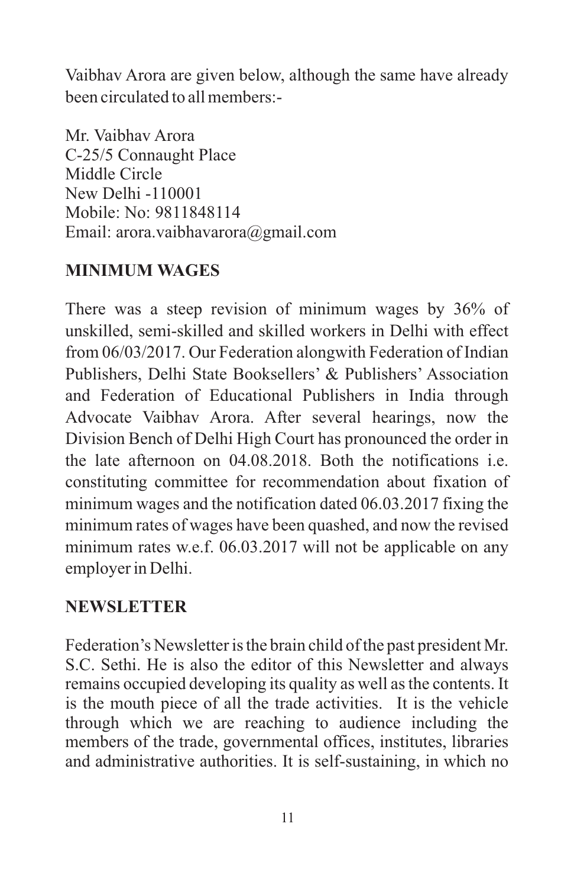Vaibhav Arora are given below, although the same have already been circulated to all members:-

Mr. Vaibhav Arora  
C-25/5 Connaught Place  
Middle Circle  
New Delhi -110001  
Mobile: No: 9811848114  
Email: arora.vaibhavarora@gmail.com

## MINIMUM WAGES

There was a steep revision of minimum wages by 36% of unskilled, semi-skilled and skilled workers in Delhi with effect from 06/03/2017. Our Federation alongwith Federation of Indian Publishers, Delhi State Booksellers' & Publishers' Association and Federation of Educational Publishers in India through Advocate Vaibhav Arora. After several hearings, now the Division Bench of Delhi High Court has pronounced the order in the late afternoon on 04.08.2018. Both the notifications i.e. constituting committee for recommendation about fixation of minimum wages and the notification dated 06.03.2017 fixing the minimum rates of wages have been quashed, and now the revised minimum rates w.e.f. 06.03.2017 will not be applicable on any employer in Delhi.

## NEWSLETTER

Federation's Newsletter is the brain child of the past president Mr. S.C. Sethi. He is also the editor of this Newsletter and always remains occupied developing its quality as well as the contents. It is the mouth piece of all the trade activities. It is the vehicle through which we are reaching to audience including the members of the trade, governmental offices, institutes, libraries and administrative authorities. It is self-sustaining, in which no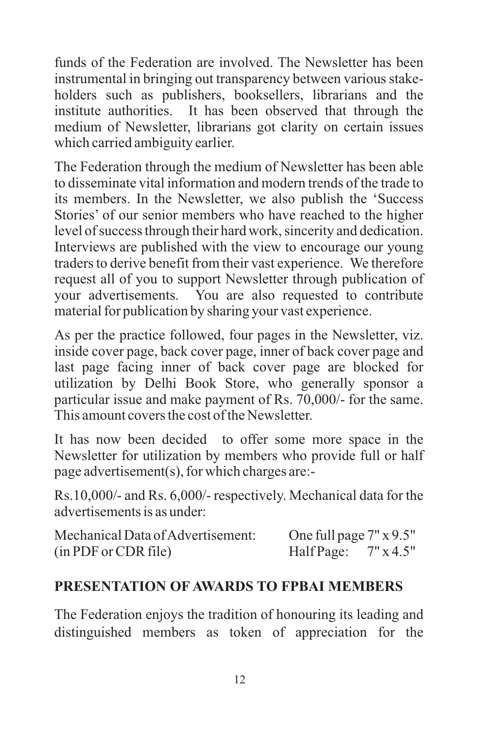funds of the Federation are involved. The Newsletter has been instrumental in bringing out transparency between various stake-holders such as publishers, booksellers, librarians and the institute authorities. It has been observed that through the medium of Newsletter, librarians got clarity on certain issues which carried ambiguity earlier.

The Federation through the medium of Newsletter has been able to disseminate vital information and modern trends of the trade to its members. In the Newsletter, we also publish the 'Success Stories' of our senior members who have reached to the higher level of success through their hard work, sincerity and dedication. Interviews are published with the view to encourage our young traders to derive benefit from their vast experience. We therefore request all of you to support Newsletter through publication of your advertisements. You are also requested to contribute material for publication by sharing your vast experience.

As per the practice followed, four pages in the Newsletter, viz. inside cover page, back cover page, inner of back cover page and last page facing inner of back cover page are blocked for utilization by Delhi Book Store, who generally sponsor a particular issue and make payment of Rs. 70,000/- for the same. This amount covers the cost of the Newsletter.

It has now been decided to offer some more space in the Newsletter for utilization by members who provide full or half page advertisement(s), for which charges are:-

Rs.10,000/- and Rs. 6,000/- respectively. Mechanical data for the advertisements is as under:

| Mechanical Data of Advertisement: | One full page 7" x 9.5" |
|---|---|
| (in PDF or CDR file) | Half Page: 7" x 4.5" |

## PRESENTATION OF AWARDS TO FPBAI MEMBERS

The Federation enjoys the tradition of honouring its leading and distinguished members as token of appreciation for the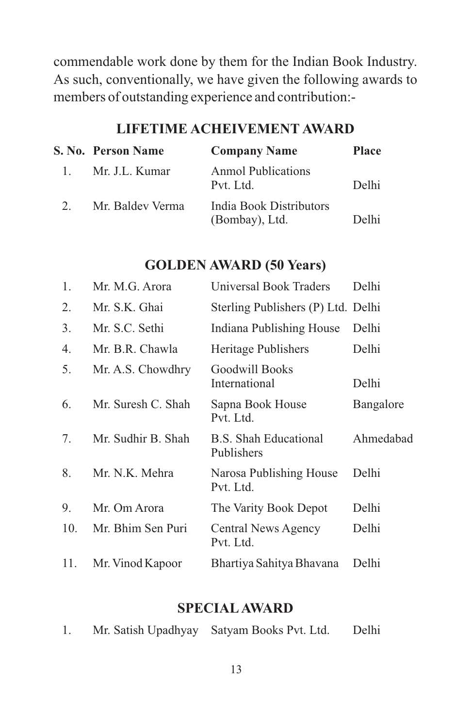commendable work done by them for the Indian Book Industry. As such, conventionally, we have given the following awards to members of outstanding experience and contribution:-

## LIFETIME ACHEIVEMENT AWARD

| S. No. | Person Name | Company Name | Place |
|---|---|---|---|
| 1. | Mr. J.L. Kumar | Anmol Publications Pvt. Ltd. | Delhi |
| 2. | Mr. Baldev Verma | India Book Distributors (Bombay), Ltd. | Delhi |

## GOLDEN AWARD (50 Years)

| S. No. | Person Name | Company Name | Place |
|---|---|---|---|
| 1. | Mr. M.G. Arora | Universal Book Traders | Delhi |
| 2. | Mr. S.K. Ghai | Sterling Publishers (P) Ltd. | Delhi |
| 3. | Mr. S.C. Sethi | Indiana Publishing House | Delhi |
| 4. | Mr. B.R. Chawla | Heritage Publishers | Delhi |
| 5. | Mr. A.S. Chowdhry | Goodwill Books International | Delhi |
| 6. | Mr. Suresh C. Shah | Sapna Book House Pvt. Ltd. | Bangalore |
| 7. | Mr. Sudhir B. Shah | B.S. Shah Educational Publishers | Ahmedabad |
| 8. | Mr. N.K. Mehra | Narosa Publishing House Pvt. Ltd. | Delhi |
| 9. | Mr. Om Arora | The Varity Book Depot | Delhi |
| 10. | Mr. Bhim Sen Puri | Central News Agency Pvt. Ltd. | Delhi |
| 11. | Mr. Vinod Kapoor | Bhartiya Sahitya Bhavana | Delhi |

## SPECIAL AWARD

| S. No. | Person Name | Company Name | Place |
|---|---|---|---|
| 1. | Mr. Satish Upadhyay | Satyam Books Pvt. Ltd. | Delhi |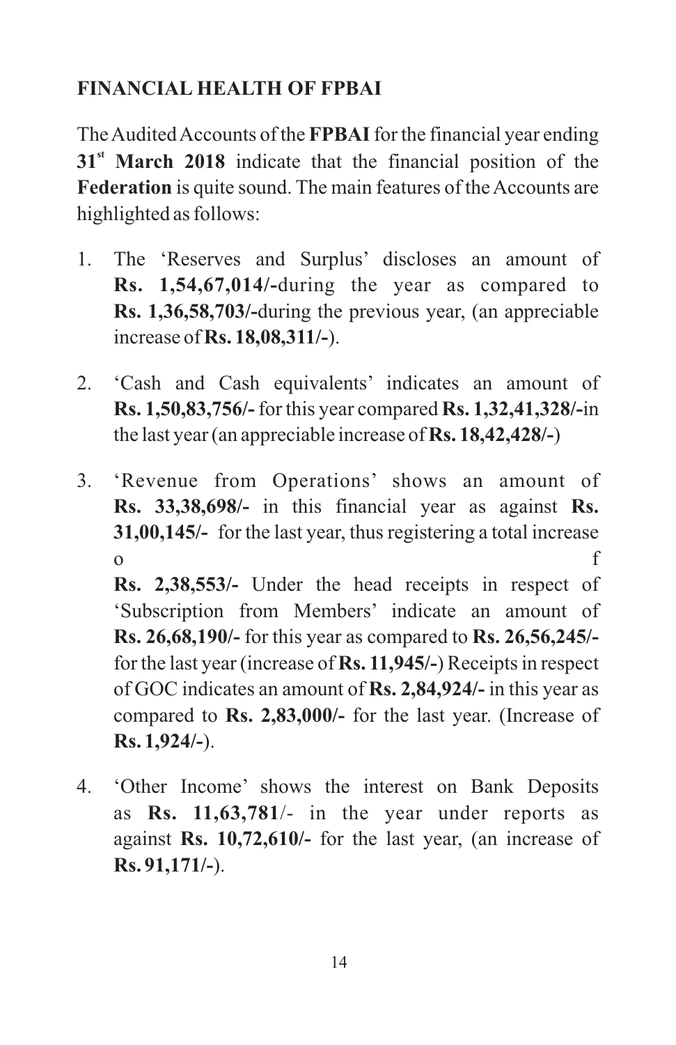## FINANCIAL HEALTH OF FPBAI

The Audited Accounts of the **FPBAI** for the financial year ending **31st March 2018** indicate that the financial position of the **Federation** is quite sound. The main features of the Accounts are highlighted as follows:

1. The 'Reserves and Surplus' discloses an amount of **Rs. 1,54,67,014/-**during the year as compared to **Rs. 1,36,58,703/-**during the previous year, (an appreciable increase of **Rs. 18,08,311/-**).

2. 'Cash and Cash equivalents' indicates an amount of **Rs. 1,50,83,756/-** for this year compared **Rs. 1,32,41,328/-**in the last year (an appreciable increase of **Rs. 18,42,428/-**)

3. 'Revenue from Operations' shows an amount of **Rs. 33,38,698/-** in this financial year as against **Rs. 31,00,145/-** for the last year, thus registering a total increase of **Rs. 2,38,553/-** Under the head receipts in respect of 'Subscription from Members' indicate an amount of **Rs. 26,68,190/-** for this year as compared to **Rs. 26,56,245/-** for the last year (increase of **Rs. 11,945/-**) Receipts in respect of GOC indicates an amount of **Rs. 2,84,924/-** in this year as compared to **Rs. 2,83,000/-** for the last year. (Increase of **Rs. 1,924/-**).

4. 'Other Income' shows the interest on Bank Deposits as **Rs. 11,63,781**/- in the year under reports as against **Rs. 10,72,610/-** for the last year, (an increase of **Rs. 91,171/-**).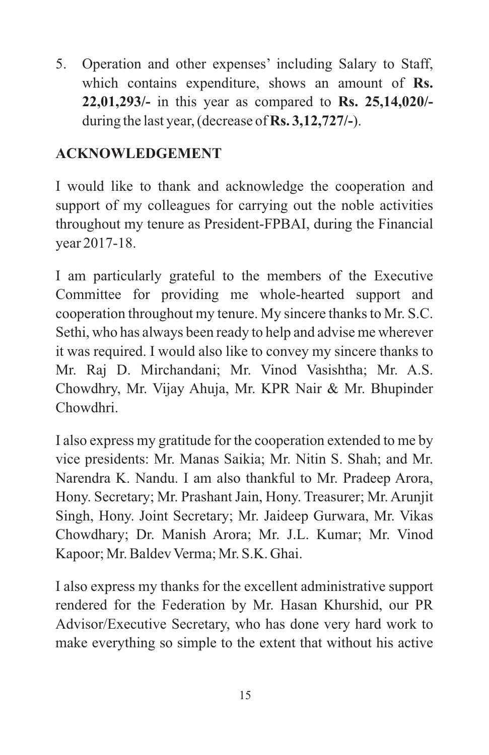5. Operation and other expenses' including Salary to Staff, which contains expenditure, shows an amount of **Rs. 22,01,293/-** in this year as compared to **Rs. 25,14,020/-** during the last year, (decrease of **Rs. 3,12,727/-**).

## ACKNOWLEDGEMENT

I would like to thank and acknowledge the cooperation and support of my colleagues for carrying out the noble activities throughout my tenure as President-FPBAI, during the Financial year 2017-18.

I am particularly grateful to the members of the Executive Committee for providing me whole-hearted support and cooperation throughout my tenure. My sincere thanks to Mr. S.C. Sethi, who has always been ready to help and advise me wherever it was required. I would also like to convey my sincere thanks to Mr. Raj D. Mirchandani; Mr. Vinod Vasishtha; Mr. A.S. Chowdhry, Mr. Vijay Ahuja, Mr. KPR Nair & Mr. Bhupinder Chowdhri.

I also express my gratitude for the cooperation extended to me by vice presidents: Mr. Manas Saikia; Mr. Nitin S. Shah; and Mr. Narendra K. Nandu. I am also thankful to Mr. Pradeep Arora, Hony. Secretary; Mr. Prashant Jain, Hony. Treasurer; Mr. Arunjit Singh, Hony. Joint Secretary; Mr. Jaideep Gurwara, Mr. Vikas Chowdhary; Dr. Manish Arora; Mr. J.L. Kumar; Mr. Vinod Kapoor; Mr. Baldev Verma; Mr. S.K. Ghai.

I also express my thanks for the excellent administrative support rendered for the Federation by Mr. Hasan Khurshid, our PR Advisor/Executive Secretary, who has done very hard work to make everything so simple to the extent that without his active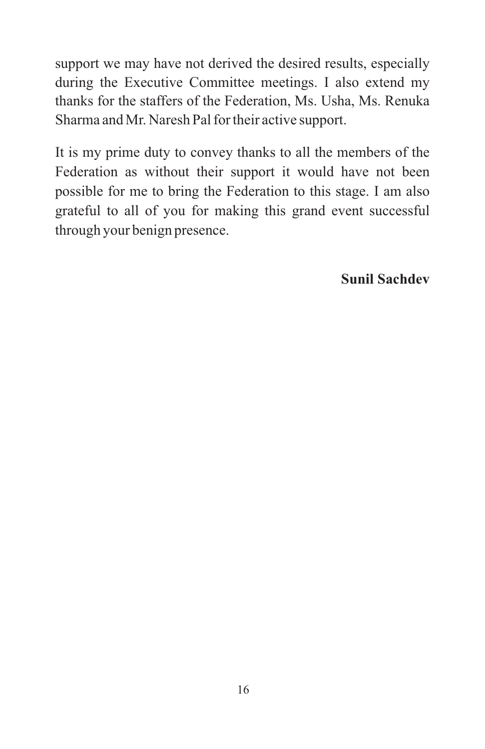support we may have not derived the desired results, especially during the Executive Committee meetings. I also extend my thanks for the staffers of the Federation, Ms. Usha, Ms. Renuka Sharma and Mr. Naresh Pal for their active support.

It is my prime duty to convey thanks to all the members of the Federation as without their support it would have not been possible for me to bring the Federation to this stage. I am also grateful to all of you for making this grand event successful through your benign presence.

**Sunil Sachdev**